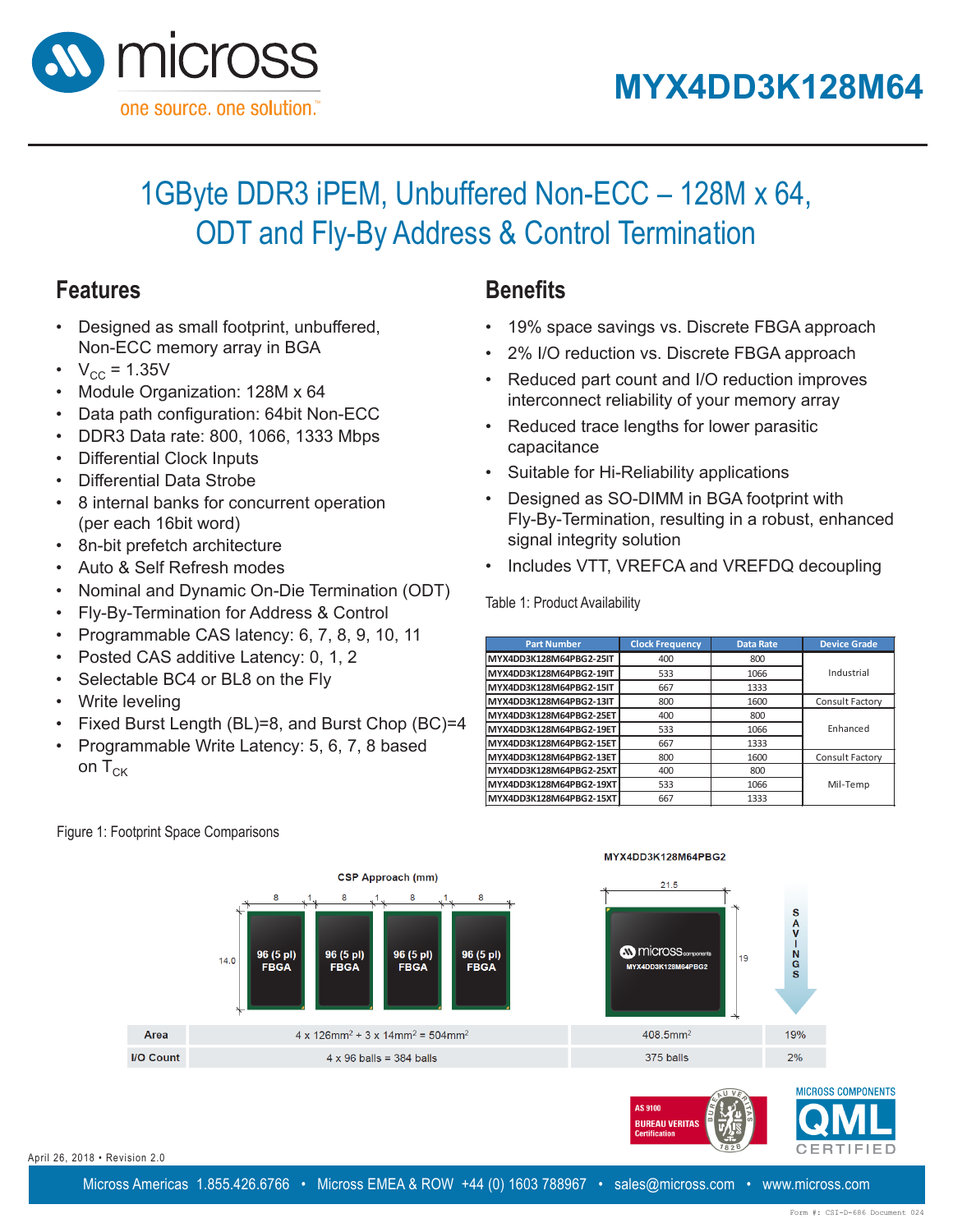# MYX4DD3K128M64

## 1GByte DDR3 iPEM, Unbuffered Non-ECC – 128M x 64, ODT and Fly-By Address & Control Termination

## Features

- Designed as small footprint, unbuffered, Non-ECC memory array in BGA
- $V_{CC}$ = 1.35V
- Module Organization: 128M x 64
- Data path configuration: 64bit Non-ECC
- DDR3 Data rate: 800, 1066, 1333 Mbps
- Differential Clock Inputs
- Differential Data Strobe
- 8 internal banks for concurrent operation (per each 16bit word)
- 8n-bit prefetch architecture
- Auto & Self Refresh modes
- Nominal and Dynamic On-Die Termination (ODT)
- Fly-By-Termination for Address & Control
- Programmable CAS latency: 6, 7, 8, 9, 10, 11
- Posted CAS additive Latency: 0, 1, 2
- Selectable BC4 or BL8 on the Fly
- Write leveling
- Fixed Burst Length (BL)=8, and Burst Chop (BC)=4
- Programmable Write Latency: 5, 6, 7, 8 based on $T_{CK}$

## Benefits

- 19% space savings vs. Discrete FBGA approach
- 2% I/O reduction vs. Discrete FBGA approach
- Reduced part count and I/O reduction improves interconnect reliability of your memory array
- Reduced trace lengths for lower parasitic capacitance
- Suitable for Hi-Reliability applications
- Designed as SO-DIMM in BGA footprint with Fly-By-Termination, resulting in a robust, enhanced signal integrity solution
- Includes VTT, VREFCA and VREFDQ decoupling

Table 1: Product Availability

| Part Number | Clock Frequency | Data Rate | Device Grade |
|---|---|---|---|
| MYX4DD3K128M64PBG2-25IT | 400 | 800 | Industrial |
| MYX4DD3K128M64PBG2-19IT | 533 | 1066 | Industrial |
| MYX4DD3K128M64PBG2-15IT | 667 | 1333 | Industrial |
| MYX4DD3K128M64PBG2-13IT | 800 | 1600 | Consult Factory |
| MYX4DD3K128M64PBG2-25ET | 400 | 800 | Enhanced |
| MYX4DD3K128M64PBG2-19ET | 533 | 1066 | Enhanced |
| MYX4DD3K128M64PBG2-15ET | 667 | 1333 | Enhanced |
| MYX4DD3K128M64PBG2-13ET | 800 | 1600 | Consult Factory |
| MYX4DD3K128M64PBG2-25XT | 400 | 800 | Mil-Temp |
| MYX4DD3K128M64PBG2-19XT | 533 | 1066 | Mil-Temp |
| MYX4DD3K128M64PBG2-15XT | 667 | 1333 | Mil-Temp |

Figure 1: Footprint Space Comparisons

| | CSP Approach (mm) | MYX4DD3K128M64PBG2 | SAVINGS |
|---|---|---|---|
| Area | 4 x 126mm² + 3 x 14mm² = 504mm² | 408.5mm² | 19% |
| I/O Count | 4 x 96 balls = 384 balls | 375 balls | 2% |

April 26, 2018 • Revision 2.0

Micross Americas 1.855.426.6766 • Micross EMEA & ROW +44 (0) 1603 788967 • sales@micross.com • www.micross.com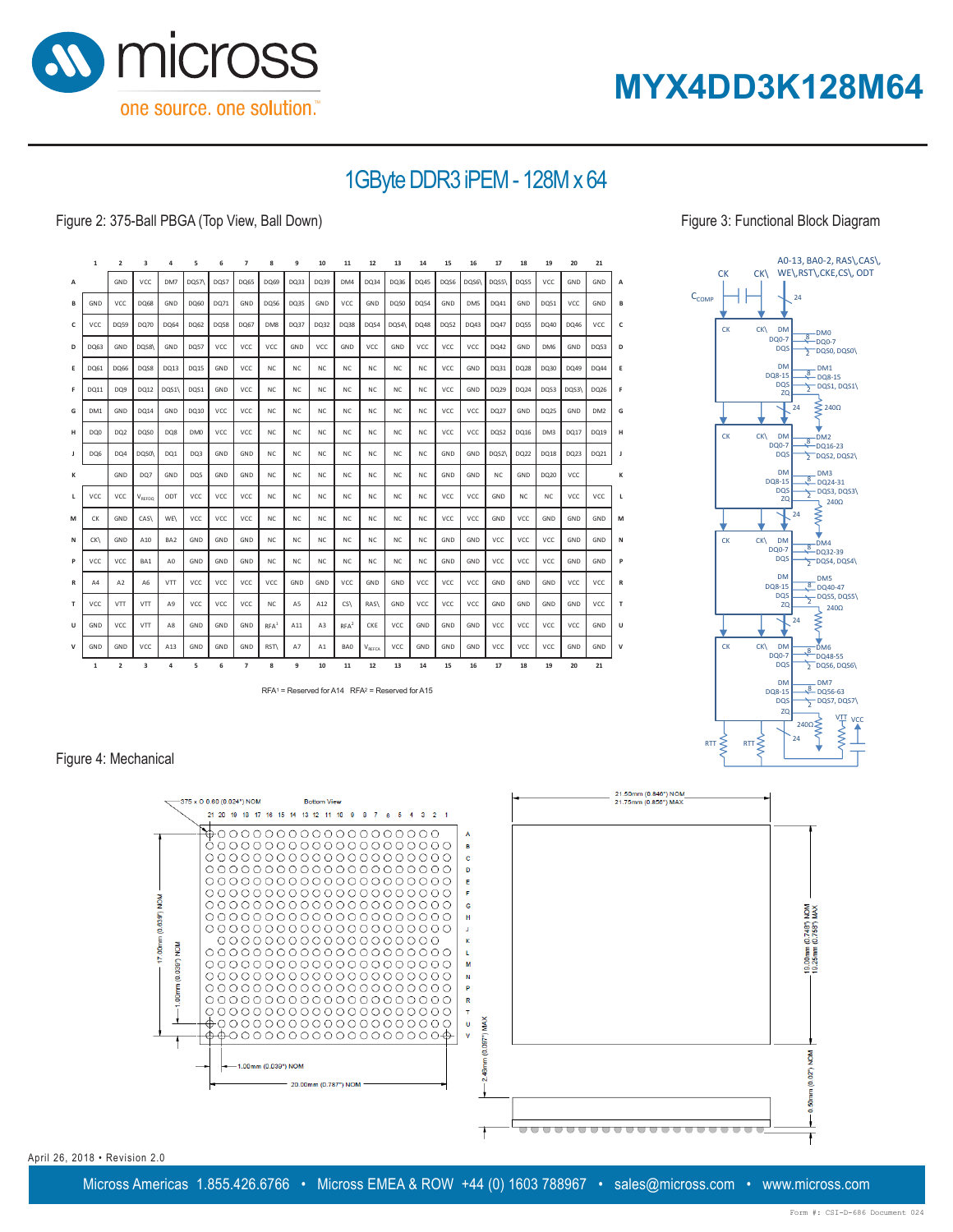# 1GByte DDR3 iPEM - 128M x 64

Figure 2: 375-Ball PBGA (Top View, Ball Down)

| | 1 | 2 | 3 | 4 | 5 | 6 | 7 | 8 | 9 | 10 | 11 | 12 | 13 | 14 | 15 | 16 | 17 | 18 | 19 | 20 | 21 | |
|---|---|---|---|---|---|---|---|---|---|---|---|---|---|---|---|---|---|---|---|---|---|---|
| A | | GND | VCC | DM7 | DQS7\ | DQS7 | DQ65 | DQ69 | DQ33 | DQ39 | DM4 | DQ34 | DQ36 | DQ45 | DQS6 | DQS6\ | DQS5\ | DQS5 | VCC | GND | GND | A |
| B | GND | VCC | DQ68 | GND | DQ60 | DQ71 | GND | DQ56 | DQ35 | GND | VCC | GND | DQ50 | DQ54 | GND | DM5 | DQ41 | GND | DQ51 | VCC | GND | B |
| C | VCC | DQ59 | DQ70 | DQ64 | DQ62 | DQ58 | DQ67 | DM8 | DQ37 | DQ32 | DQ38 | DQS4 | DQS4\ | DQ48 | DQ52 | DQ43 | DQ47 | DQ55 | DQ40 | DQ46 | VCC | C |
| D | DQ63 | GND | DQS8\ | GND | DQ57 | VCC | VCC | VCC | GND | VCC | GND | VCC | GND | VCC | VCC | VCC | DQ42 | GND | DM6 | GND | DQ53 | D |
| E | DQ61 | DQ66 | DQS8 | DQ13 | DQ15 | GND | VCC | NC | NC | NC | NC | NC | NC | NC | VCC | GND | DQ31 | DQ28 | DQ30 | DQ49 | DQ44 | E |
| F | DQ11 | DQ9 | DQ12 | DQS1\ | DQS1 | GND | VCC | NC | NC | NC | NC | NC | NC | NC | VCC | GND | DQ29 | DQ24 | DQS3 | DQS3\ | DQ26 | F |
| G | DM1 | GND | DQ14 | GND | DQ10 | VCC | VCC | NC | NC | NC | NC | NC | NC | NC | VCC | VCC | DQ27 | GND | DQ25 | GND | DM2 | G |
| H | DQ0 | DQ2 | DQS0 | DQ8 | DM0 | VCC | VCC | NC | NC | NC | NC | NC | NC | NC | VCC | VCC | DQS2 | DQ16 | DM3 | DQ17 | DQ19 | H |
| J | DQ6 | DQ4 | DQS0\ | DQ1 | DQ3 | GND | GND | NC | NC | NC | NC | NC | NC | NC | GND | GND | DQS2\ | DQ22 | DQ18 | DQ23 | DQ21 | J |
| K | | GND | DQ7 | GND | DQ5 | GND | GND | NC | NC | NC | NC | NC | NC | NC | GND | GND | NC | GND | DQ20 | VCC | | K |
| L | VCC | VCC | $V_{REFDQ}$ | ODT | VCC | VCC | VCC | NC | NC | NC | NC | NC | NC | NC | VCC | VCC | GND | NC | NC | VCC | VCC | L |
| M | CK | GND | CAS\ | WE\ | VCC | VCC | VCC | NC | NC | NC | NC | NC | NC | NC | VCC | VCC | GND | VCC | GND | GND | GND | M |
| N | CK\ | GND | A10 | BA2 | GND | GND | GND | NC | NC | NC | NC | NC | NC | NC | GND | GND | VCC | VCC | VCC | GND | GND | N |
| P | VCC | VCC | BA1 | A0 | GND | GND | GND | NC | NC | NC | NC | NC | NC | NC | GND | GND | VCC | VCC | VCC | GND | GND | P |
| R | A4 | A2 | A6 | VTT | VCC | VCC | VCC | VCC | GND | GND | VCC | GND | GND | VCC | VCC | VCC | GND | GND | GND | VCC | VCC | R |
| T | VCC | VTT | VTT | A9 | VCC | VCC | VCC | NC | A5 | A12 | CS\ | RAS\ | GND | VCC | VCC | VCC | GND | GND | GND | GND | VCC | T |
| U | GND | VCC | VTT | A8 | GND | GND | GND | RFA[1] | A11 | A3 | RFA[2] | CKE | VCC | GND | GND | GND | VCC | VCC | VCC | VCC | GND | U |
| V | GND | GND | VCC | A13 | GND | GND | GND | RST\ | A7 | A1 | BA0 | $V_{REFCA}$ | VCC | GND | GND | GND | VCC | VCC | VCC | GND | GND | V |
| | 1 | 2 | 3 | 4 | 5 | 6 | 7 | 8 | 9 | 10 | 11 | 12 | 13 | 14 | 15 | 16 | 17 | 18 | 19 | 20 | 21 | |

RFA[1] = Reserved for A14 RFA[2] = Reserved for A15

Figure 3: Functional Block Diagram

CK CK\ A0-13, BA0-2, RAS\,CAS\, WE\,RST\,CKE,CS\, ODT

$C_{COMP}$ 24

DM0 DQ0-7 DQS0, DQS0\ DM1 DQ8-15 DQS1, DQS1\ 240Ω

DM2 DQ16-23 DQS2, DQS2\ DM3 DQ24-31 DQS3, DQS3\ 240Ω

DM4 DQ32-39 DQS4, DQS4\ DM5 DQ40-47 DQS5, DQS5\ 240Ω

DM6 DQ48-55 DQS6, DQS6\ DM7 DQ56-63 DQS7, DQS7\ 240Ω

RTT RTT VTT VCC

Figure 4: Mechanical

375 x Ø 0.60 (0.024") NOM

Bottom View

1.00mm (0.039") NOM

20.00mm (0.787") NOM

17.00mm (0.669") NOM

2.46mm (0.097") MAX

21.50mm (0.846") NOM
21.75mm (0.856") MAX

19.00mm (0.748") NOM
19.25mm (0.758") MAX

0.50mm (0.02") NOM

April 26, 2018 • Revision 2.0

Micross Americas 1.855.426.6766 • Micross EMEA & ROW +44 (0) 1603 788967 • sales@micross.com • www.micross.com

Form #: CSI-D-686 Document 024